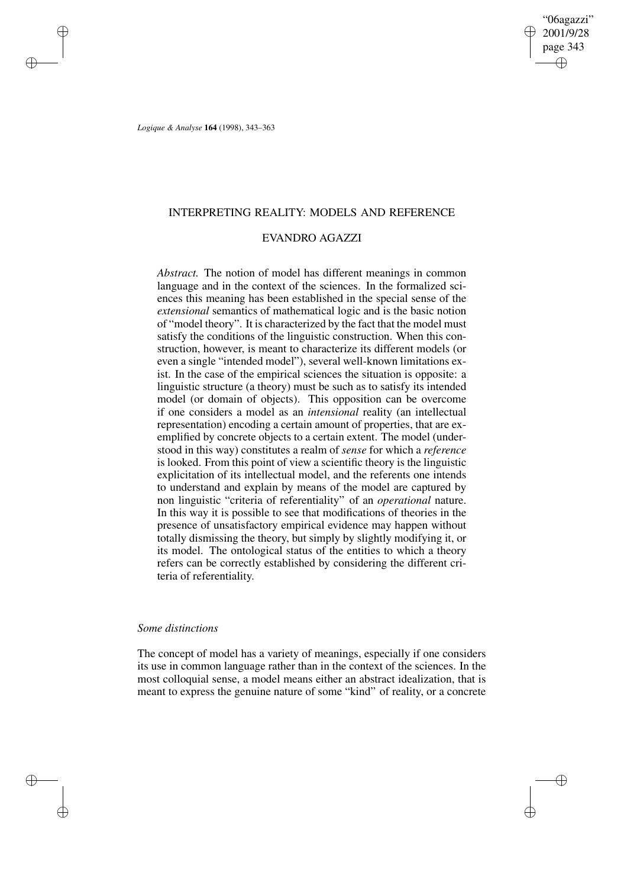# INTERPRETING REALITY: MODELS AND REFERENCE

## EVANDRO AGAZZI

*Abstract.* The notion of model has different meanings in common language and in the context of the sciences. In the formalized sciences this meaning has been established in the special sense of the *extensional* semantics of mathematical logic and is the basic notion of "model theory". It is characterized by the fact that the model must satisfy the conditions of the linguistic construction. When this construction, however, is meant to characterize its different models (or even a single "intended model"), several well-known limitations exist. In the case of the empirical sciences the situation is opposite: a linguistic structure (a theory) must be such as to satisfy its intended model (or domain of objects). This opposition can be overcome if one considers a model as an *intensional* reality (an intellectual representation) encoding a certain amount of properties, that are exemplified by concrete objects to a certain extent. The model (understood in this way) constitutes a realm of *sense* for which a *reference* is looked. From this point of view a scientific theory is the linguistic explicitation of its intellectual model, and the referents one intends to understand and explain by means of the model are captured by non linguistic "criteria of referentiality" of an *operational* nature. In this way it is possible to see that modifications of theories in the presence of unsatisfactory empirical evidence may happen without totally dismissing the theory, but simply by slightly modifying it, or its model. The ontological status of the entities to which a theory refers can be correctly established by considering the different criteria of referentiality.

### *Some distinctions*

The concept of model has a variety of meanings, especially if one considers its use in common language rather than in the context of the sciences. In the most colloquial sense, a model means either an abstract idealization, that is meant to express the genuine nature of some "kind" of reality, or a concrete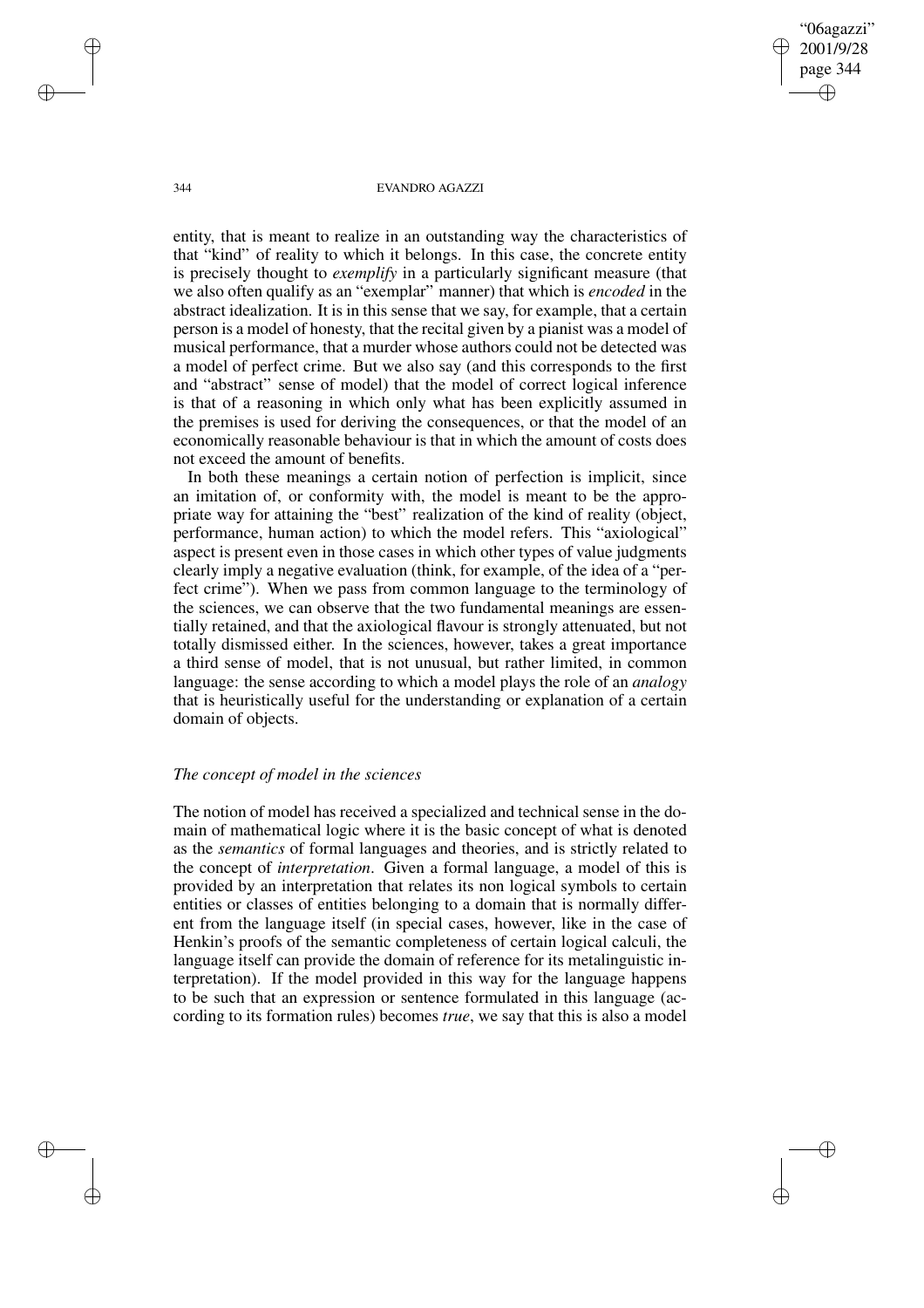entity, that is meant to realize in an outstanding way the characteristics of that "kind" of reality to which it belongs. In this case, the concrete entity is precisely thought to *exemplify* in a particularly significant measure (that we also often qualify as an "exemplar" manner) that which is *encoded* in the abstract idealization. It is in this sense that we say, for example, that a certain person is a model of honesty, that the recital given by a pianist was a model of musical performance, that a murder whose authors could not be detected was a model of perfect crime. But we also say (and this corresponds to the first and "abstract" sense of model) that the model of correct logical inference is that of a reasoning in which only what has been explicitly assumed in the premises is used for deriving the consequences, or that the model of an economically reasonable behaviour is that in which the amount of costs does not exceed the amount of benefits.

In both these meanings a certain notion of perfection is implicit, since an imitation of, or conformity with, the model is meant to be the appropriate way for attaining the "best" realization of the kind of reality (object, performance, human action) to which the model refers. This "axiological" aspect is present even in those cases in which other types of value judgments clearly imply a negative evaluation (think, for example, of the idea of a "perfect crime"). When we pass from common language to the terminology of the sciences, we can observe that the two fundamental meanings are essentially retained, and that the axiological flavour is strongly attenuated, but not totally dismissed either. In the sciences, however, takes a great importance a third sense of model, that is not unusual, but rather limited, in common language: the sense according to which a model plays the role of an *analogy* that is heuristically useful for the understanding or explanation of a certain domain of objects.

### *The concept of model in the sciences*

The notion of model has received a specialized and technical sense in the domain of mathematical logic where it is the basic concept of what is denoted as the *semantics* of formal languages and theories, and is strictly related to the concept of *interpretation*. Given a formal language, a model of this is provided by an interpretation that relates its non logical symbols to certain entities or classes of entities belonging to a domain that is normally different from the language itself (in special cases, however, like in the case of Henkin's proofs of the semantic completeness of certain logical calculi, the language itself can provide the domain of reference for its metalinguistic interpretation). If the model provided in this way for the language happens to be such that an expression or sentence formulated in this language (according to its formation rules) becomes *true*, we say that this is also a model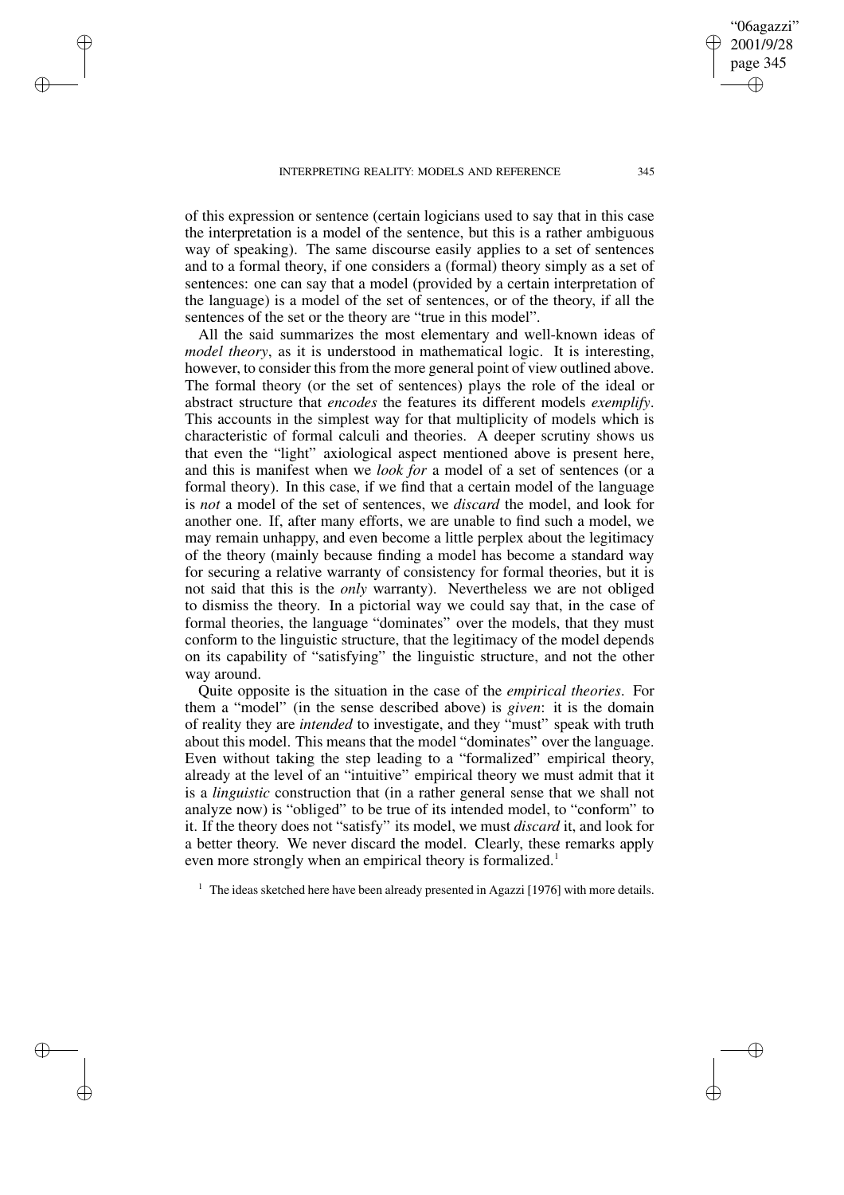of this expression or sentence (certain logicians used to say that in this case the interpretation is a model of the sentence, but this is a rather ambiguous way of speaking). The same discourse easily applies to a set of sentences and to a formal theory, if one considers a (formal) theory simply as a set of sentences: one can say that a model (provided by a certain interpretation of the language) is a model of the set of sentences, or of the theory, if all the sentences of the set or the theory are "true in this model".

All the said summarizes the most elementary and well-known ideas of *model theory*, as it is understood in mathematical logic. It is interesting, however, to consider this from the more general point of view outlined above. The formal theory (or the set of sentences) plays the role of the ideal or abstract structure that *encodes* the features its different models *exemplify*. This accounts in the simplest way for that multiplicity of models which is characteristic of formal calculi and theories. A deeper scrutiny shows us that even the "light" axiological aspect mentioned above is present here, and this is manifest when we *look for* a model of a set of sentences (or a formal theory). In this case, if we find that a certain model of the language is *not* a model of the set of sentences, we *discard* the model, and look for another one. If, after many efforts, we are unable to find such a model, we may remain unhappy, and even become a little perplex about the legitimacy of the theory (mainly because finding a model has become a standard way for securing a relative warranty of consistency for formal theories, but it is not said that this is the *only* warranty). Nevertheless we are not obliged to dismiss the theory. In a pictorial way we could say that, in the case of formal theories, the language "dominates" over the models, that they must conform to the linguistic structure, that the legitimacy of the model depends on its capability of "satisfying" the linguistic structure, and not the other way around.

Quite opposite is the situation in the case of the *empirical theories*. For them a "model" (in the sense described above) is *given*: it is the domain of reality they are *intended* to investigate, and they "must" speak with truth about this model. This means that the model "dominates" over the language. Even without taking the step leading to a "formalized" empirical theory, already at the level of an "intuitive" empirical theory we must admit that it is a *linguistic* construction that (in a rather general sense that we shall not analyze now) is "obliged" to be true of its intended model, to "conform" to it. If the theory does not "satisfy" its model, we must *discard* it, and look for a better theory. We never discard the model. Clearly, these remarks apply even more strongly when an empirical theory is formalized.[1]

[1] The ideas sketched here have been already presented in Agazzi [1976] with more details.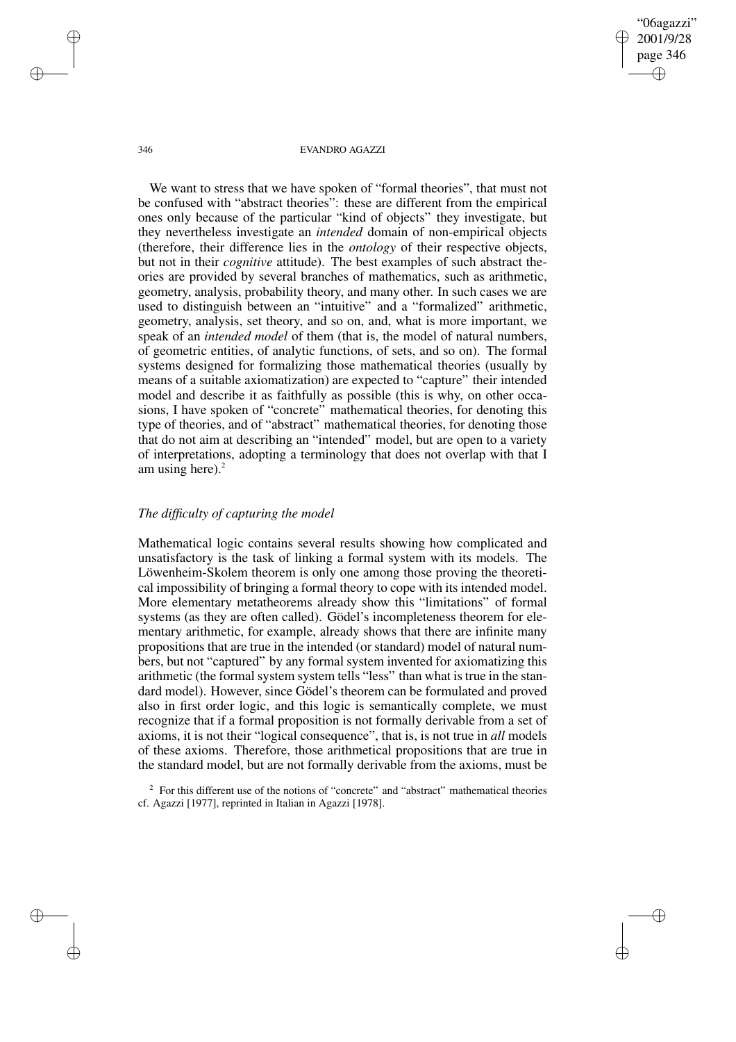We want to stress that we have spoken of "formal theories", that must not be confused with "abstract theories": these are different from the empirical ones only because of the particular "kind of objects" they investigate, but they nevertheless investigate an *intended* domain of non-empirical objects (therefore, their difference lies in the *ontology* of their respective objects, but not in their *cognitive* attitude). The best examples of such abstract theories are provided by several branches of mathematics, such as arithmetic, geometry, analysis, probability theory, and many other. In such cases we are used to distinguish between an "intuitive" and a "formalized" arithmetic, geometry, analysis, set theory, and so on, and, what is more important, we speak of an *intended model* of them (that is, the model of natural numbers, of geometric entities, of analytic functions, of sets, and so on). The formal systems designed for formalizing those mathematical theories (usually by means of a suitable axiomatization) are expected to "capture" their intended model and describe it as faithfully as possible (this is why, on other occasions, I have spoken of "concrete" mathematical theories, for denoting this type of theories, and of "abstract" mathematical theories, for denoting those that do not aim at describing an "intended" model, but are open to a variety of interpretations, adopting a terminology that does not overlap with that I am using here).[2]

### *The difficulty of capturing the model*

Mathematical logic contains several results showing how complicated and unsatisfactory is the task of linking a formal system with its models. The Löwenheim-Skolem theorem is only one among those proving the theoretical impossibility of bringing a formal theory to cope with its intended model. More elementary metatheorems already show this "limitations" of formal systems (as they are often called). Gödel's incompleteness theorem for elementary arithmetic, for example, already shows that there are infinite many propositions that are true in the intended (or standard) model of natural numbers, but not "captured" by any formal system invented for axiomatizing this arithmetic (the formal system system tells "less" than what is true in the standard model). However, since Gödel's theorem can be formulated and proved also in first order logic, and this logic is semantically complete, we must recognize that if a formal proposition is not formally derivable from a set of axioms, it is not their "logical consequence", that is, is not true in *all* models of these axioms. Therefore, those arithmetical propositions that are true in the standard model, but are not formally derivable from the axioms, must be

[2] For this different use of the notions of "concrete" and "abstract" mathematical theories cf. Agazzi [1977], reprinted in Italian in Agazzi [1978].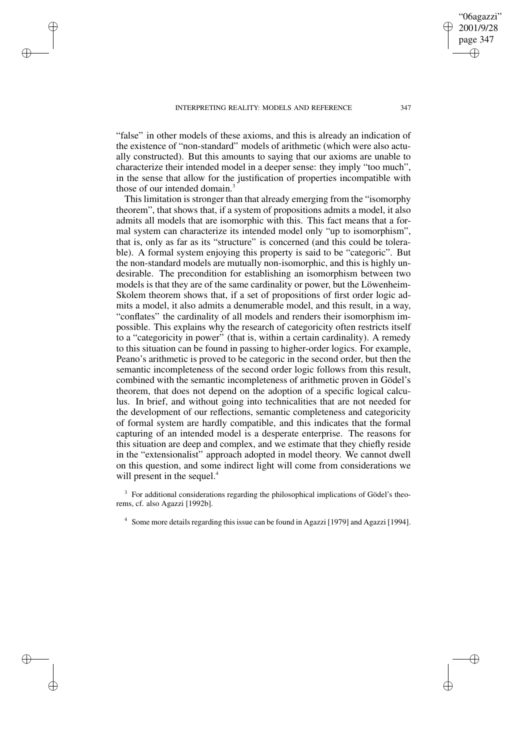"false" in other models of these axioms, and this is already an indication of the existence of "non-standard" models of arithmetic (which were also actually constructed). But this amounts to saying that our axioms are unable to characterize their intended model in a deeper sense: they imply "too much", in the sense that allow for the justification of properties incompatible with those of our intended domain.[3]

This limitation is stronger than that already emerging from the "isomorphy theorem", that shows that, if a system of propositions admits a model, it also admits all models that are isomorphic with this. This fact means that a formal system can characterize its intended model only "up to isomorphism", that is, only as far as its "structure" is concerned (and this could be tolerable). A formal system enjoying this property is said to be "categoric". But the non-standard models are mutually non-isomorphic, and this is highly undesirable. The precondition for establishing an isomorphism between two models is that they are of the same cardinality or power, but the Löwenheim-Skolem theorem shows that, if a set of propositions of first order logic admits a model, it also admits a denumerable model, and this result, in a way, "conflates" the cardinality of all models and renders their isomorphism impossible. This explains why the research of categoricity often restricts itself to a "categoricity in power" (that is, within a certain cardinality). A remedy to this situation can be found in passing to higher-order logics. For example, Peano's arithmetic is proved to be categoric in the second order, but then the semantic incompleteness of the second order logic follows from this result, combined with the semantic incompleteness of arithmetic proven in Gödel's theorem, that does not depend on the adoption of a specific logical calculus. In brief, and without going into technicalities that are not needed for the development of our reflections, semantic completeness and categoricity of formal system are hardly compatible, and this indicates that the formal capturing of an intended model is a desperate enterprise. The reasons for this situation are deep and complex, and we estimate that they chiefly reside in the "extensionalist" approach adopted in model theory. We cannot dwell on this question, and some indirect light will come from considerations we will present in the sequel.[4]

[3] For additional considerations regarding the philosophical implications of Gödel's theorems, cf. also Agazzi [1992b].

[4] Some more details regarding this issue can be found in Agazzi [1979] and Agazzi [1994].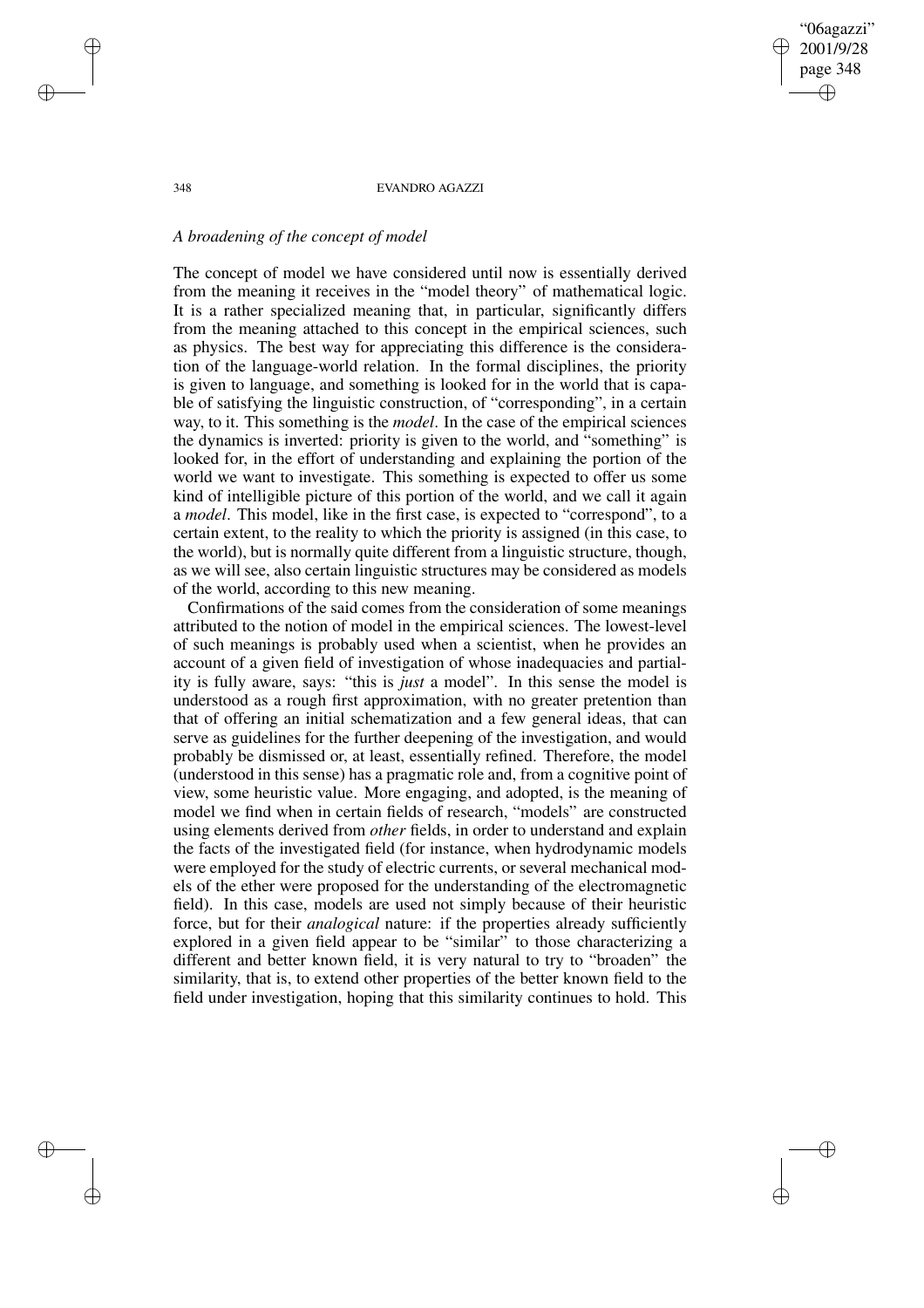*A broadening of the concept of model*

The concept of model we have considered until now is essentially derived from the meaning it receives in the "model theory" of mathematical logic. It is a rather specialized meaning that, in particular, significantly differs from the meaning attached to this concept in the empirical sciences, such as physics. The best way for appreciating this difference is the consideration of the language-world relation. In the formal disciplines, the priority is given to language, and something is looked for in the world that is capable of satisfying the linguistic construction, of "corresponding", in a certain way, to it. This something is the *model*. In the case of the empirical sciences the dynamics is inverted: priority is given to the world, and "something" is looked for, in the effort of understanding and explaining the portion of the world we want to investigate. This something is expected to offer us some kind of intelligible picture of this portion of the world, and we call it again a *model*. This model, like in the first case, is expected to "correspond", to a certain extent, to the reality to which the priority is assigned (in this case, to the world), but is normally quite different from a linguistic structure, though, as we will see, also certain linguistic structures may be considered as models of the world, according to this new meaning.

Confirmations of the said comes from the consideration of some meanings attributed to the notion of model in the empirical sciences. The lowest-level of such meanings is probably used when a scientist, when he provides an account of a given field of investigation of whose inadequacies and partiality is fully aware, says: "this is *just* a model". In this sense the model is understood as a rough first approximation, with no greater pretention than that of offering an initial schematization and a few general ideas, that can serve as guidelines for the further deepening of the investigation, and would probably be dismissed or, at least, essentially refined. Therefore, the model (understood in this sense) has a pragmatic role and, from a cognitive point of view, some heuristic value. More engaging, and adopted, is the meaning of model we find when in certain fields of research, "models" are constructed using elements derived from *other* fields, in order to understand and explain the facts of the investigated field (for instance, when hydrodynamic models were employed for the study of electric currents, or several mechanical models of the ether were proposed for the understanding of the electromagnetic field). In this case, models are used not simply because of their heuristic force, but for their *analogical* nature: if the properties already sufficiently explored in a given field appear to be "similar" to those characterizing a different and better known field, it is very natural to try to "broaden" the similarity, that is, to extend other properties of the better known field to the field under investigation, hoping that this similarity continues to hold. This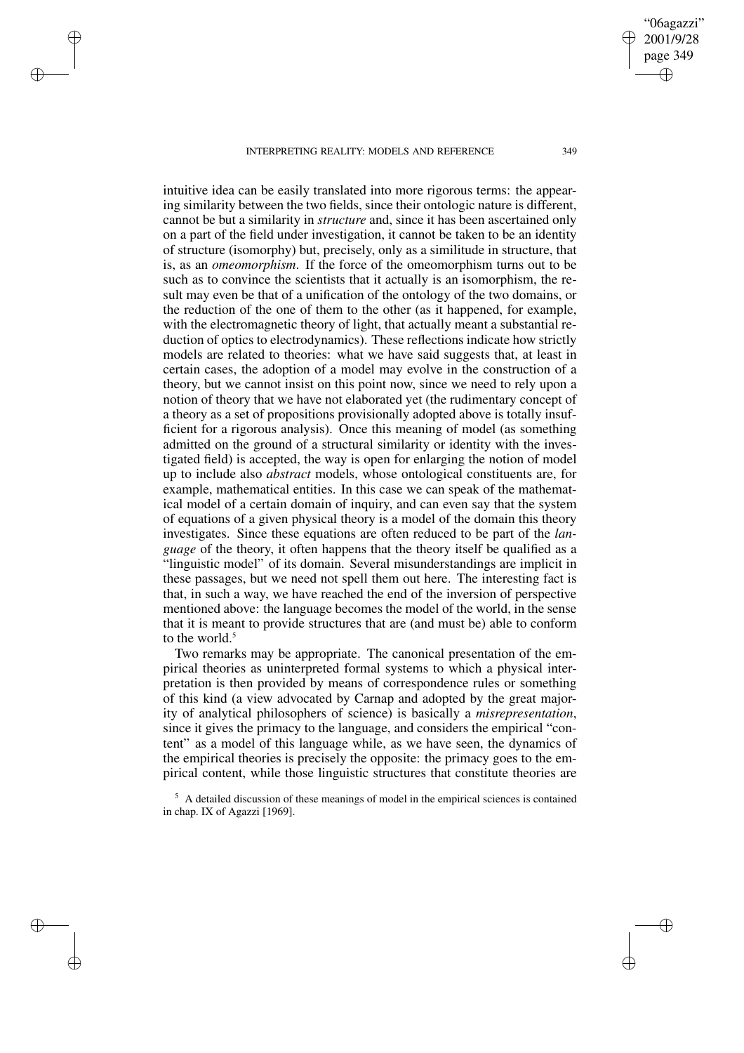intuitive idea can be easily translated into more rigorous terms: the appearing similarity between the two fields, since their ontologic nature is different, cannot be but a similarity in *structure* and, since it has been ascertained only on a part of the field under investigation, it cannot be taken to be an identity of structure (isomorphy) but, precisely, only as a similitude in structure, that is, as an *omeomorphism*. If the force of the omeomorphism turns out to be such as to convince the scientists that it actually is an isomorphism, the result may even be that of a unification of the ontology of the two domains, or the reduction of the one of them to the other (as it happened, for example, with the electromagnetic theory of light, that actually meant a substantial reduction of optics to electrodynamics). These reflections indicate how strictly models are related to theories: what we have said suggests that, at least in certain cases, the adoption of a model may evolve in the construction of a theory, but we cannot insist on this point now, since we need to rely upon a notion of theory that we have not elaborated yet (the rudimentary concept of a theory as a set of propositions provisionally adopted above is totally insufficient for a rigorous analysis). Once this meaning of model (as something admitted on the ground of a structural similarity or identity with the investigated field) is accepted, the way is open for enlarging the notion of model up to include also *abstract* models, whose ontological constituents are, for example, mathematical entities. In this case we can speak of the mathematical model of a certain domain of inquiry, and can even say that the system of equations of a given physical theory is a model of the domain this theory investigates. Since these equations are often reduced to be part of the *language* of the theory, it often happens that the theory itself be qualified as a "linguistic model" of its domain. Several misunderstandings are implicit in these passages, but we need not spell them out here. The interesting fact is that, in such a way, we have reached the end of the inversion of perspective mentioned above: the language becomes the model of the world, in the sense that it is meant to provide structures that are (and must be) able to conform to the world.[5]

Two remarks may be appropriate. The canonical presentation of the empirical theories as uninterpreted formal systems to which a physical interpretation is then provided by means of correspondence rules or something of this kind (a view advocated by Carnap and adopted by the great majority of analytical philosophers of science) is basically a *misrepresentation*, since it gives the primacy to the language, and considers the empirical "content" as a model of this language while, as we have seen, the dynamics of the empirical theories is precisely the opposite: the primacy goes to the empirical content, while those linguistic structures that constitute theories are

[5] A detailed discussion of these meanings of model in the empirical sciences is contained in chap. IX of Agazzi [1969].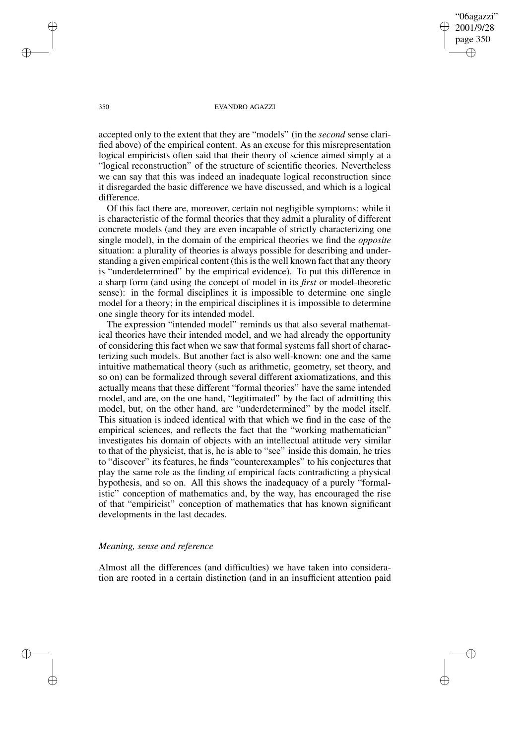accepted only to the extent that they are "models" (in the *second* sense clarified above) of the empirical content. As an excuse for this misrepresentation logical empiricists often said that their theory of science aimed simply at a "logical reconstruction" of the structure of scientific theories. Nevertheless we can say that this was indeed an inadequate logical reconstruction since it disregarded the basic difference we have discussed, and which is a logical difference.

Of this fact there are, moreover, certain not negligible symptoms: while it is characteristic of the formal theories that they admit a plurality of different concrete models (and they are even incapable of strictly characterizing one single model), in the domain of the empirical theories we find the *opposite* situation: a plurality of theories is always possible for describing and understanding a given empirical content (this is the well known fact that any theory is "underdetermined" by the empirical evidence). To put this difference in a sharp form (and using the concept of model in its *first* or model-theoretic sense): in the formal disciplines it is impossible to determine one single model for a theory; in the empirical disciplines it is impossible to determine one single theory for its intended model.

The expression "intended model" reminds us that also several mathematical theories have their intended model, and we had already the opportunity of considering this fact when we saw that formal systems fall short of characterizing such models. But another fact is also well-known: one and the same intuitive mathematical theory (such as arithmetic, geometry, set theory, and so on) can be formalized through several different axiomatizations, and this actually means that these different "formal theories" have the same intended model, and are, on the one hand, "legitimated" by the fact of admitting this model, but, on the other hand, are "underdetermined" by the model itself. This situation is indeed identical with that which we find in the case of the empirical sciences, and reflects the fact that the "working mathematician" investigates his domain of objects with an intellectual attitude very similar to that of the physicist, that is, he is able to "see" inside this domain, he tries to "discover" its features, he finds "counterexamples" to his conjectures that play the same role as the finding of empirical facts contradicting a physical hypothesis, and so on. All this shows the inadequacy of a purely "formalistic" conception of mathematics and, by the way, has encouraged the rise of that "empiricist" conception of mathematics that has known significant developments in the last decades.

### *Meaning, sense and reference*

Almost all the differences (and difficulties) we have taken into consideration are rooted in a certain distinction (and in an insufficient attention paid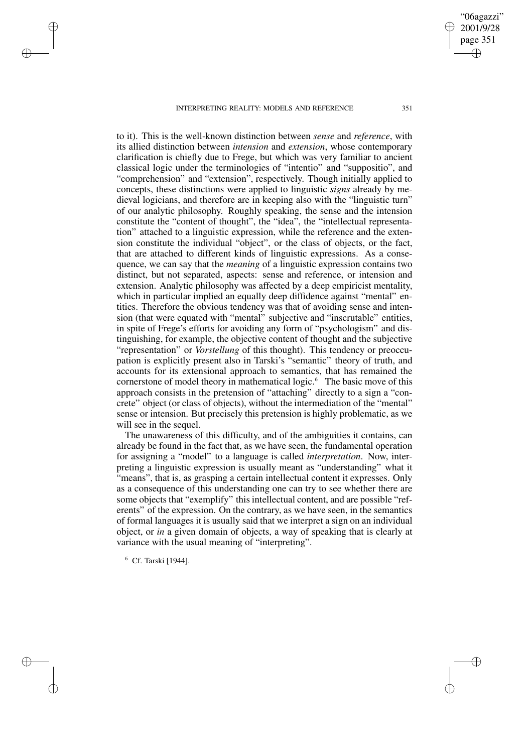to it). This is the well-known distinction between *sense* and *reference*, with its allied distinction between *intension* and *extension*, whose contemporary clarification is chiefly due to Frege, but which was very familiar to ancient classical logic under the terminologies of "intentio" and "suppositio", and "comprehension" and "extension", respectively. Though initially applied to concepts, these distinctions were applied to linguistic *signs* already by medieval logicians, and therefore are in keeping also with the "linguistic turn" of our analytic philosophy. Roughly speaking, the sense and the intension constitute the "content of thought", the "idea", the "intellectual representation" attached to a linguistic expression, while the reference and the extension constitute the individual "object", or the class of objects, or the fact, that are attached to different kinds of linguistic expressions. As a consequence, we can say that the *meaning* of a linguistic expression contains two distinct, but not separated, aspects: sense and reference, or intension and extension. Analytic philosophy was affected by a deep empiricist mentality, which in particular implied an equally deep diffidence against "mental" entities. Therefore the obvious tendency was that of avoiding sense and intension (that were equated with "mental" subjective and "inscrutable" entities, in spite of Frege's efforts for avoiding any form of "psychologism" and distinguishing, for example, the objective content of thought and the subjective "representation" or *Vorstellung* of this thought). This tendency or preoccupation is explicitly present also in Tarski's "semantic" theory of truth, and accounts for its extensional approach to semantics, that has remained the cornerstone of model theory in mathematical logic.[6] The basic move of this approach consists in the pretension of "attaching" directly to a sign a "concrete" object (or class of objects), without the intermediation of the "mental" sense or intension. But precisely this pretension is highly problematic, as we will see in the sequel.

The unawareness of this difficulty, and of the ambiguities it contains, can already be found in the fact that, as we have seen, the fundamental operation for assigning a "model" to a language is called *interpretation*. Now, interpreting a linguistic expression is usually meant as "understanding" what it "means", that is, as grasping a certain intellectual content it expresses. Only as a consequence of this understanding one can try to see whether there are some objects that "exemplify" this intellectual content, and are possible "referents" of the expression. On the contrary, as we have seen, in the semantics of formal languages it is usually said that we interpret a sign on an individual object, or *in* a given domain of objects, a way of speaking that is clearly at variance with the usual meaning of "interpreting".

[6] Cf. Tarski [1944].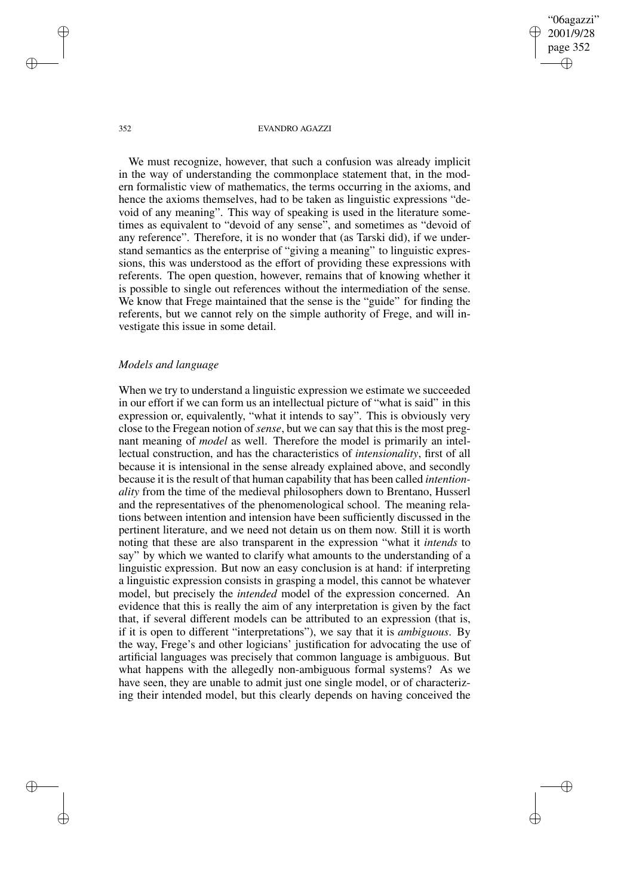We must recognize, however, that such a confusion was already implicit in the way of understanding the commonplace statement that, in the modern formalistic view of mathematics, the terms occurring in the axioms, and hence the axioms themselves, had to be taken as linguistic expressions "devoid of any meaning". This way of speaking is used in the literature sometimes as equivalent to "devoid of any sense", and sometimes as "devoid of any reference". Therefore, it is no wonder that (as Tarski did), if we understand semantics as the enterprise of "giving a meaning" to linguistic expressions, this was understood as the effort of providing these expressions with referents. The open question, however, remains that of knowing whether it is possible to single out references without the intermediation of the sense. We know that Frege maintained that the sense is the "guide" for finding the referents, but we cannot rely on the simple authority of Frege, and will investigate this issue in some detail.

### *Models and language*

When we try to understand a linguistic expression we estimate we succeeded in our effort if we can form us an intellectual picture of "what is said" in this expression or, equivalently, "what it intends to say". This is obviously very close to the Fregean notion of *sense*, but we can say that this is the most pregnant meaning of *model* as well. Therefore the model is primarily an intellectual construction, and has the characteristics of *intensionality*, first of all because it is intensional in the sense already explained above, and secondly because it is the result of that human capability that has been called *intentionality* from the time of the medieval philosophers down to Brentano, Husserl and the representatives of the phenomenological school. The meaning relations between intention and intension have been sufficiently discussed in the pertinent literature, and we need not detain us on them now. Still it is worth noting that these are also transparent in the expression "what it *intends* to say" by which we wanted to clarify what amounts to the understanding of a linguistic expression. But now an easy conclusion is at hand: if interpreting a linguistic expression consists in grasping a model, this cannot be whatever model, but precisely the *intended* model of the expression concerned. An evidence that this is really the aim of any interpretation is given by the fact that, if several different models can be attributed to an expression (that is, if it is open to different "interpretations"), we say that it is *ambiguous*. By the way, Frege's and other logicians' justification for advocating the use of artificial languages was precisely that common language is ambiguous. But what happens with the allegedly non-ambiguous formal systems? As we have seen, they are unable to admit just one single model, or of characterizing their intended model, but this clearly depends on having conceived the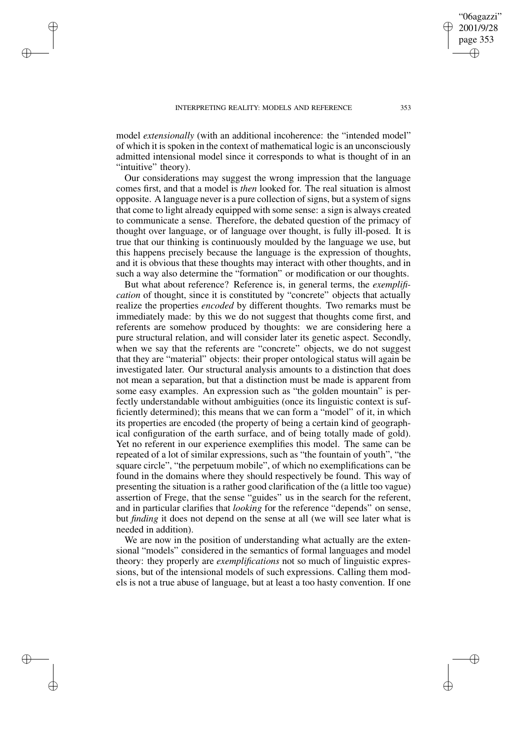model *extensionally* (with an additional incoherence: the "intended model" of which it is spoken in the context of mathematical logic is an unconsciously admitted intensional model since it corresponds to what is thought of in an "intuitive" theory).

Our considerations may suggest the wrong impression that the language comes first, and that a model is *then* looked for. The real situation is almost opposite. A language never is a pure collection of signs, but a system of signs that come to light already equipped with some sense: a sign is always created to communicate a sense. Therefore, the debated question of the primacy of thought over language, or of language over thought, is fully ill-posed. It is true that our thinking is continuously moulded by the language we use, but this happens precisely because the language is the expression of thoughts, and it is obvious that these thoughts may interact with other thoughts, and in such a way also determine the "formation" or modification or our thoughts.

But what about reference? Reference is, in general terms, the *exemplification* of thought, since it is constituted by "concrete" objects that actually realize the properties *encoded* by different thoughts. Two remarks must be immediately made: by this we do not suggest that thoughts come first, and referents are somehow produced by thoughts: we are considering here a pure structural relation, and will consider later its genetic aspect. Secondly, when we say that the referents are "concrete" objects, we do not suggest that they are "material" objects: their proper ontological status will again be investigated later. Our structural analysis amounts to a distinction that does not mean a separation, but that a distinction must be made is apparent from some easy examples. An expression such as "the golden mountain" is perfectly understandable without ambiguities (once its linguistic context is sufficiently determined); this means that we can form a "model" of it, in which its properties are encoded (the property of being a certain kind of geographical configuration of the earth surface, and of being totally made of gold). Yet no referent in our experience exemplifies this model. The same can be repeated of a lot of similar expressions, such as "the fountain of youth", "the square circle", "the perpetuum mobile", of which no exemplifications can be found in the domains where they should respectively be found. This way of presenting the situation is a rather good clarification of the (a little too vague) assertion of Frege, that the sense "guides" us in the search for the referent, and in particular clarifies that *looking* for the reference "depends" on sense, but *finding* it does not depend on the sense at all (we will see later what is needed in addition).

We are now in the position of understanding what actually are the extensional "models" considered in the semantics of formal languages and model theory: they properly are *exemplifications* not so much of linguistic expressions, but of the intensional models of such expressions. Calling them models is not a true abuse of language, but at least a too hasty convention. If one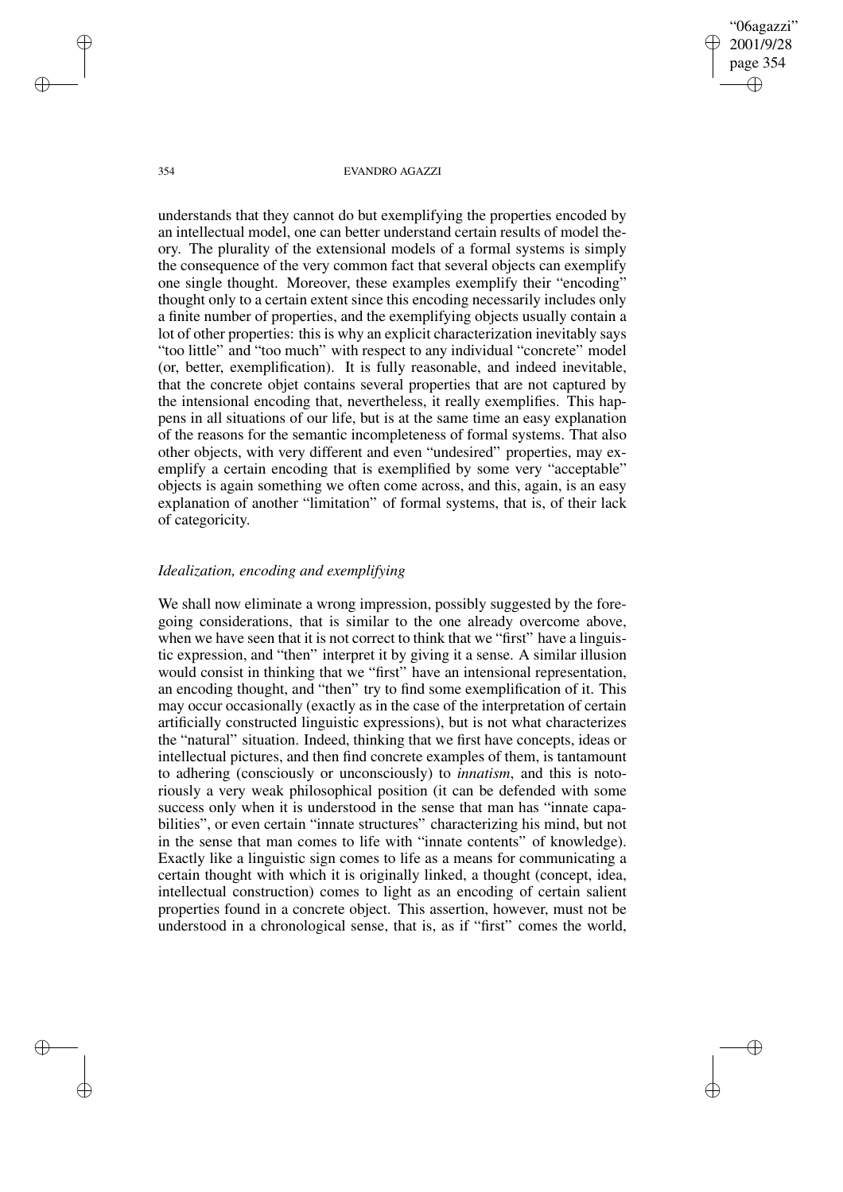understands that they cannot do but exemplifying the properties encoded by an intellectual model, one can better understand certain results of model theory. The plurality of the extensional models of a formal systems is simply the consequence of the very common fact that several objects can exemplify one single thought. Moreover, these examples exemplify their "encoding" thought only to a certain extent since this encoding necessarily includes only a finite number of properties, and the exemplifying objects usually contain a lot of other properties: this is why an explicit characterization inevitably says "too little" and "too much" with respect to any individual "concrete" model (or, better, exemplification). It is fully reasonable, and indeed inevitable, that the concrete objet contains several properties that are not captured by the intensional encoding that, nevertheless, it really exemplifies. This happens in all situations of our life, but is at the same time an easy explanation of the reasons for the semantic incompleteness of formal systems. That also other objects, with very different and even "undesired" properties, may exemplify a certain encoding that is exemplified by some very "acceptable" objects is again something we often come across, and this, again, is an easy explanation of another "limitation" of formal systems, that is, of their lack of categoricity.

### *Idealization, encoding and exemplifying*

We shall now eliminate a wrong impression, possibly suggested by the foregoing considerations, that is similar to the one already overcome above, when we have seen that it is not correct to think that we "first" have a linguistic expression, and "then" interpret it by giving it a sense. A similar illusion would consist in thinking that we "first" have an intensional representation, an encoding thought, and "then" try to find some exemplification of it. This may occur occasionally (exactly as in the case of the interpretation of certain artificially constructed linguistic expressions), but is not what characterizes the "natural" situation. Indeed, thinking that we first have concepts, ideas or intellectual pictures, and then find concrete examples of them, is tantamount to adhering (consciously or unconsciously) to *innatism*, and this is notoriously a very weak philosophical position (it can be defended with some success only when it is understood in the sense that man has "innate capabilities", or even certain "innate structures" characterizing his mind, but not in the sense that man comes to life with "innate contents" of knowledge). Exactly like a linguistic sign comes to life as a means for communicating a certain thought with which it is originally linked, a thought (concept, idea, intellectual construction) comes to light as an encoding of certain salient properties found in a concrete object. This assertion, however, must not be understood in a chronological sense, that is, as if "first" comes the world,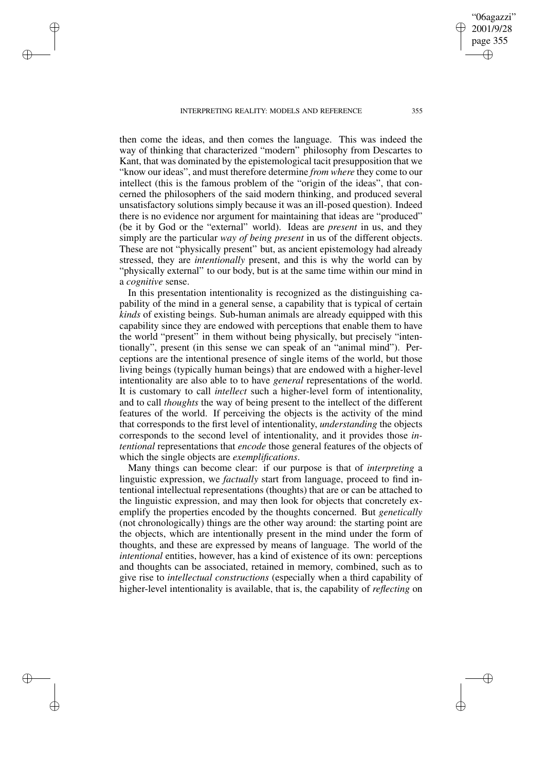then come the ideas, and then comes the language. This was indeed the way of thinking that characterized "modern" philosophy from Descartes to Kant, that was dominated by the epistemological tacit presupposition that we "know our ideas", and must therefore determine *from where* they come to our intellect (this is the famous problem of the "origin of the ideas", that concerned the philosophers of the said modern thinking, and produced several unsatisfactory solutions simply because it was an ill-posed question). Indeed there is no evidence nor argument for maintaining that ideas are "produced" (be it by God or the "external" world). Ideas are *present* in us, and they simply are the particular *way of being present* in us of the different objects. These are not "physically present" but, as ancient epistemology had already stressed, they are *intentionally* present, and this is why the world can by "physically external" to our body, but is at the same time within our mind in a *cognitive* sense.

In this presentation intentionality is recognized as the distinguishing capability of the mind in a general sense, a capability that is typical of certain *kinds* of existing beings. Sub-human animals are already equipped with this capability since they are endowed with perceptions that enable them to have the world "present" in them without being physically, but precisely "intentionally", present (in this sense we can speak of an "animal mind"). Perceptions are the intentional presence of single items of the world, but those living beings (typically human beings) that are endowed with a higher-level intentionality are also able to to have *general* representations of the world. It is customary to call *intellect* such a higher-level form of intentionality, and to call *thoughts* the way of being present to the intellect of the different features of the world. If perceiving the objects is the activity of the mind that corresponds to the first level of intentionality, *understanding* the objects corresponds to the second level of intentionality, and it provides those *intentional* representations that *encode* those general features of the objects of which the single objects are *exemplifications*.

Many things can become clear: if our purpose is that of *interpreting* a linguistic expression, we *factually* start from language, proceed to find intentional intellectual representations (thoughts) that are or can be attached to the linguistic expression, and may then look for objects that concretely exemplify the properties encoded by the thoughts concerned. But *genetically* (not chronologically) things are the other way around: the starting point are the objects, which are intentionally present in the mind under the form of thoughts, and these are expressed by means of language. The world of the *intentional* entities, however, has a kind of existence of its own: perceptions and thoughts can be associated, retained in memory, combined, such as to give rise to *intellectual constructions* (especially when a third capability of higher-level intentionality is available, that is, the capability of *reflecting* on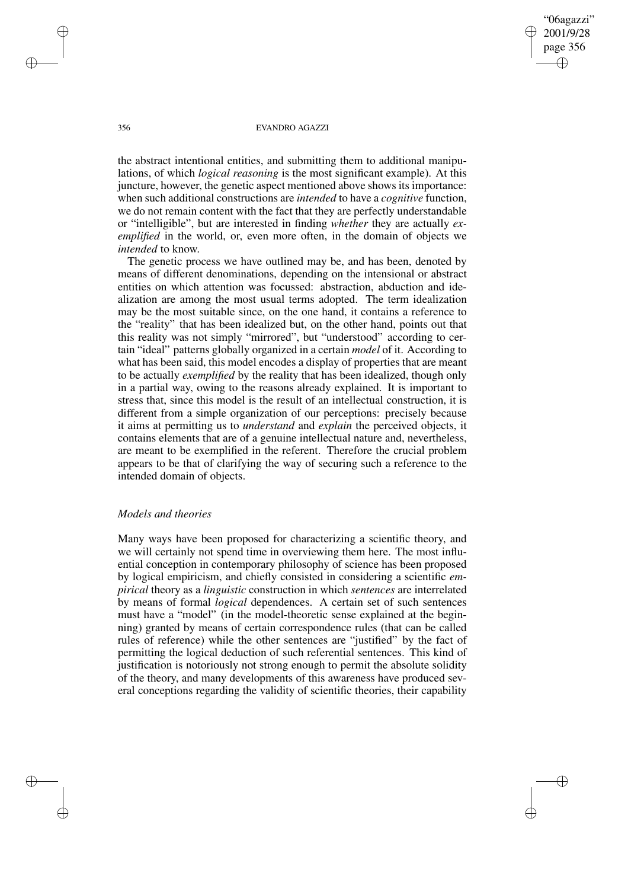the abstract intentional entities, and submitting them to additional manipulations, of which *logical reasoning* is the most significant example). At this juncture, however, the genetic aspect mentioned above shows its importance: when such additional constructions are *intended* to have a *cognitive* function, we do not remain content with the fact that they are perfectly understandable or "intelligible", but are interested in finding *whether* they are actually *exemplified* in the world, or, even more often, in the domain of objects we *intended* to know.

The genetic process we have outlined may be, and has been, denoted by means of different denominations, depending on the intensional or abstract entities on which attention was focussed: abstraction, abduction and idealization are among the most usual terms adopted. The term idealization may be the most suitable since, on the one hand, it contains a reference to the "reality" that has been idealized but, on the other hand, points out that this reality was not simply "mirrored", but "understood" according to certain "ideal" patterns globally organized in a certain *model* of it. According to what has been said, this model encodes a display of properties that are meant to be actually *exemplified* by the reality that has been idealized, though only in a partial way, owing to the reasons already explained. It is important to stress that, since this model is the result of an intellectual construction, it is different from a simple organization of our perceptions: precisely because it aims at permitting us to *understand* and *explain* the perceived objects, it contains elements that are of a genuine intellectual nature and, nevertheless, are meant to be exemplified in the referent. Therefore the crucial problem appears to be that of clarifying the way of securing such a reference to the intended domain of objects.

### *Models and theories*

Many ways have been proposed for characterizing a scientific theory, and we will certainly not spend time in overviewing them here. The most influential conception in contemporary philosophy of science has been proposed by logical empiricism, and chiefly consisted in considering a scientific *empirical* theory as a *linguistic* construction in which *sentences* are interrelated by means of formal *logical* dependences. A certain set of such sentences must have a "model" (in the model-theoretic sense explained at the beginning) granted by means of certain correspondence rules (that can be called rules of reference) while the other sentences are "justified" by the fact of permitting the logical deduction of such referential sentences. This kind of justification is notoriously not strong enough to permit the absolute solidity of the theory, and many developments of this awareness have produced several conceptions regarding the validity of scientific theories, their capability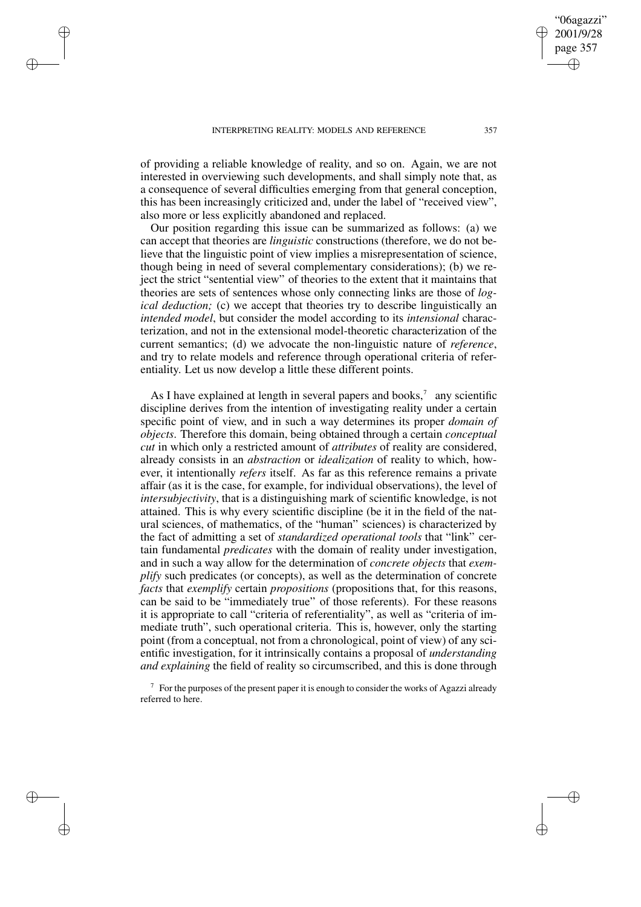of providing a reliable knowledge of reality, and so on. Again, we are not interested in overviewing such developments, and shall simply note that, as a consequence of several difficulties emerging from that general conception, this has been increasingly criticized and, under the label of "received view", also more or less explicitly abandoned and replaced.

Our position regarding this issue can be summarized as follows: (a) we can accept that theories are *linguistic* constructions (therefore, we do not believe that the linguistic point of view implies a misrepresentation of science, though being in need of several complementary considerations); (b) we reject the strict "sentential view" of theories to the extent that it maintains that theories are sets of sentences whose only connecting links are those of *logical deduction;* (c) we accept that theories try to describe linguistically an *intended model*, but consider the model according to its *intensional* characterization, and not in the extensional model-theoretic characterization of the current semantics; (d) we advocate the non-linguistic nature of *reference*, and try to relate models and reference through operational criteria of referentiality. Let us now develop a little these different points.

As I have explained at length in several papers and books,[7] any scientific discipline derives from the intention of investigating reality under a certain specific point of view, and in such a way determines its proper *domain of objects*. Therefore this domain, being obtained through a certain *conceptual cut* in which only a restricted amount of *attributes* of reality are considered, already consists in an *abstraction* or *idealization* of reality to which, however, it intentionally *refers* itself. As far as this reference remains a private affair (as it is the case, for example, for individual observations), the level of *intersubjectivity*, that is a distinguishing mark of scientific knowledge, is not attained. This is why every scientific discipline (be it in the field of the natural sciences, of mathematics, of the "human" sciences) is characterized by the fact of admitting a set of *standardized operational tools* that "link" certain fundamental *predicates* with the domain of reality under investigation, and in such a way allow for the determination of *concrete objects* that *exemplify* such predicates (or concepts), as well as the determination of concrete *facts* that *exemplify* certain *propositions* (propositions that, for this reasons, can be said to be "immediately true" of those referents). For these reasons it is appropriate to call "criteria of referentiality", as well as "criteria of immediate truth", such operational criteria. This is, however, only the starting point (from a conceptual, not from a chronological, point of view) of any scientific investigation, for it intrinsically contains a proposal of *understanding and explaining* the field of reality so circumscribed, and this is done through

[7] For the purposes of the present paper it is enough to consider the works of Agazzi already referred to here.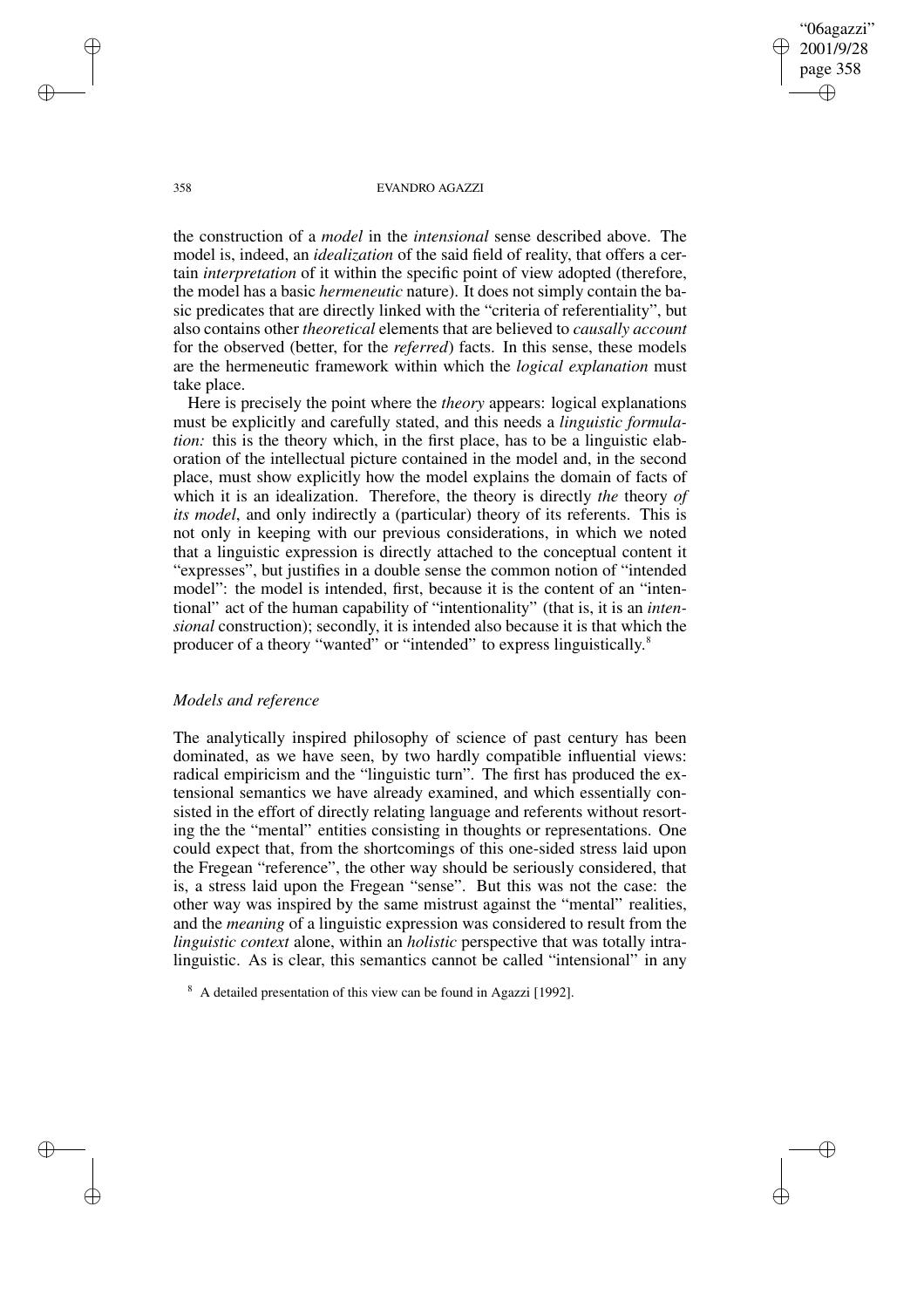the construction of a *model* in the *intensional* sense described above. The model is, indeed, an *idealization* of the said field of reality, that offers a certain *interpretation* of it within the specific point of view adopted (therefore, the model has a basic *hermeneutic* nature). It does not simply contain the basic predicates that are directly linked with the "criteria of referentiality", but also contains other *theoretical* elements that are believed to *causally account* for the observed (better, for the *referred*) facts. In this sense, these models are the hermeneutic framework within which the *logical explanation* must take place.

Here is precisely the point where the *theory* appears: logical explanations must be explicitly and carefully stated, and this needs a *linguistic formulation:* this is the theory which, in the first place, has to be a linguistic elaboration of the intellectual picture contained in the model and, in the second place, must show explicitly how the model explains the domain of facts of which it is an idealization. Therefore, the theory is directly *the* theory *of its model*, and only indirectly a (particular) theory of its referents. This is not only in keeping with our previous considerations, in which we noted that a linguistic expression is directly attached to the conceptual content it "expresses", but justifies in a double sense the common notion of "intended model": the model is intended, first, because it is the content of an "intentional" act of the human capability of "intentionality" (that is, it is an *intensional* construction); secondly, it is intended also because it is that which the producer of a theory "wanted" or "intended" to express linguistically.[8]

### *Models and reference*

The analytically inspired philosophy of science of past century has been dominated, as we have seen, by two hardly compatible influential views: radical empiricism and the "linguistic turn". The first has produced the extensional semantics we have already examined, and which essentially consisted in the effort of directly relating language and referents without resorting the the "mental" entities consisting in thoughts or representations. One could expect that, from the shortcomings of this one-sided stress laid upon the Fregean "reference", the other way should be seriously considered, that is, a stress laid upon the Fregean "sense". But this was not the case: the other way was inspired by the same mistrust against the "mental" realities, and the *meaning* of a linguistic expression was considered to result from the *linguistic context* alone, within an *holistic* perspective that was totally intralinguistic. As is clear, this semantics cannot be called "intensional" in any

[8] A detailed presentation of this view can be found in Agazzi [1992].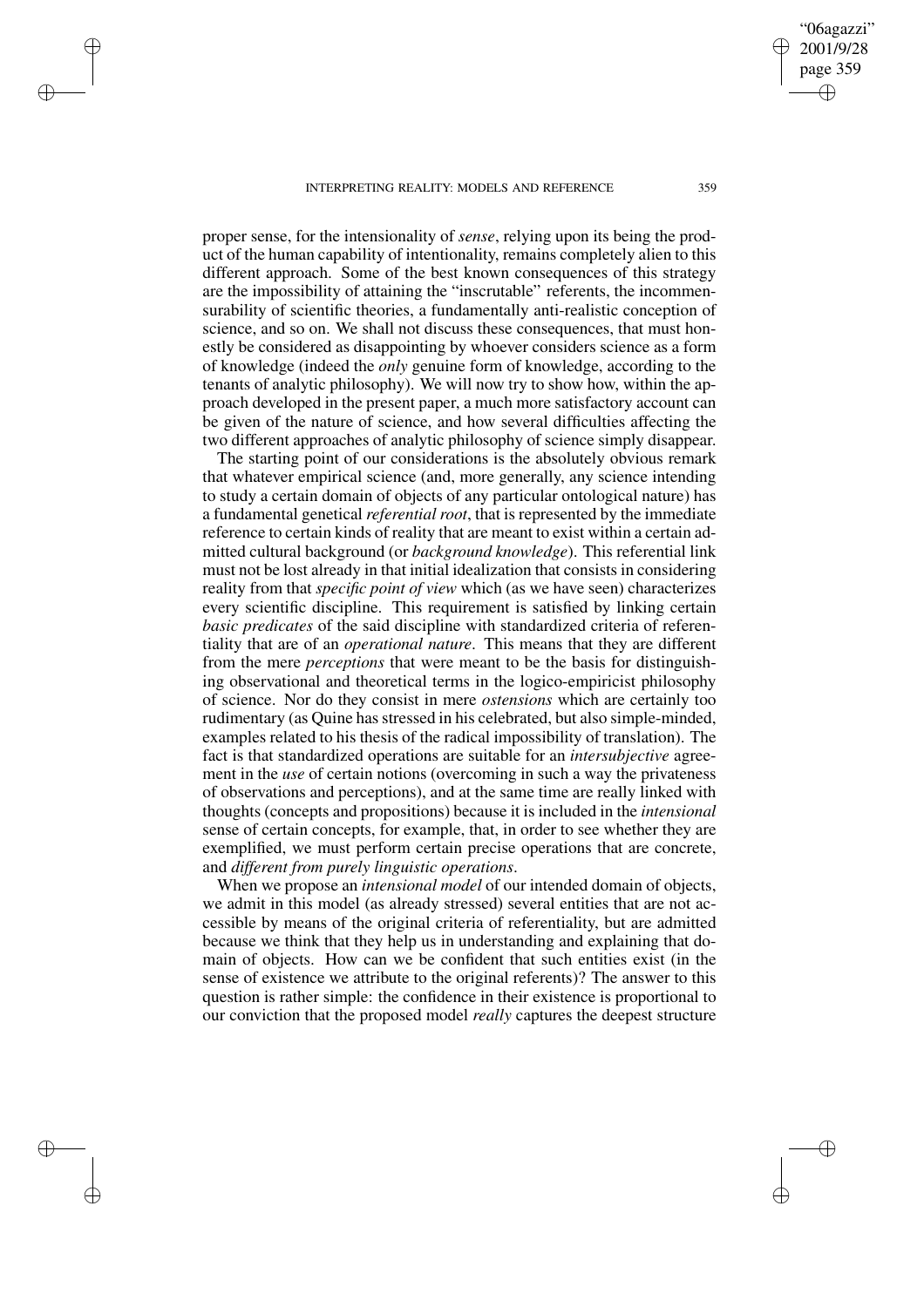proper sense, for the intensionality of *sense*, relying upon its being the product of the human capability of intentionality, remains completely alien to this different approach. Some of the best known consequences of this strategy are the impossibility of attaining the "inscrutable" referents, the incommensurability of scientific theories, a fundamentally anti-realistic conception of science, and so on. We shall not discuss these consequences, that must honestly be considered as disappointing by whoever considers science as a form of knowledge (indeed the *only* genuine form of knowledge, according to the tenants of analytic philosophy). We will now try to show how, within the approach developed in the present paper, a much more satisfactory account can be given of the nature of science, and how several difficulties affecting the two different approaches of analytic philosophy of science simply disappear.

The starting point of our considerations is the absolutely obvious remark that whatever empirical science (and, more generally, any science intending to study a certain domain of objects of any particular ontological nature) has a fundamental genetical *referential root*, that is represented by the immediate reference to certain kinds of reality that are meant to exist within a certain admitted cultural background (or *background knowledge*). This referential link must not be lost already in that initial idealization that consists in considering reality from that *specific point of view* which (as we have seen) characterizes every scientific discipline. This requirement is satisfied by linking certain *basic predicates* of the said discipline with standardized criteria of referentiality that are of an *operational nature*. This means that they are different from the mere *perceptions* that were meant to be the basis for distinguishing observational and theoretical terms in the logico-empiricist philosophy of science. Nor do they consist in mere *ostensions* which are certainly too rudimentary (as Quine has stressed in his celebrated, but also simple-minded, examples related to his thesis of the radical impossibility of translation). The fact is that standardized operations are suitable for an *intersubjective* agreement in the *use* of certain notions (overcoming in such a way the privateness of observations and perceptions), and at the same time are really linked with thoughts (concepts and propositions) because it is included in the *intensional* sense of certain concepts, for example, that, in order to see whether they are exemplified, we must perform certain precise operations that are concrete, and *different from purely linguistic operations*.

When we propose an *intensional model* of our intended domain of objects, we admit in this model (as already stressed) several entities that are not accessible by means of the original criteria of referentiality, but are admitted because we think that they help us in understanding and explaining that domain of objects. How can we be confident that such entities exist (in the sense of existence we attribute to the original referents)? The answer to this question is rather simple: the confidence in their existence is proportional to our conviction that the proposed model *really* captures the deepest structure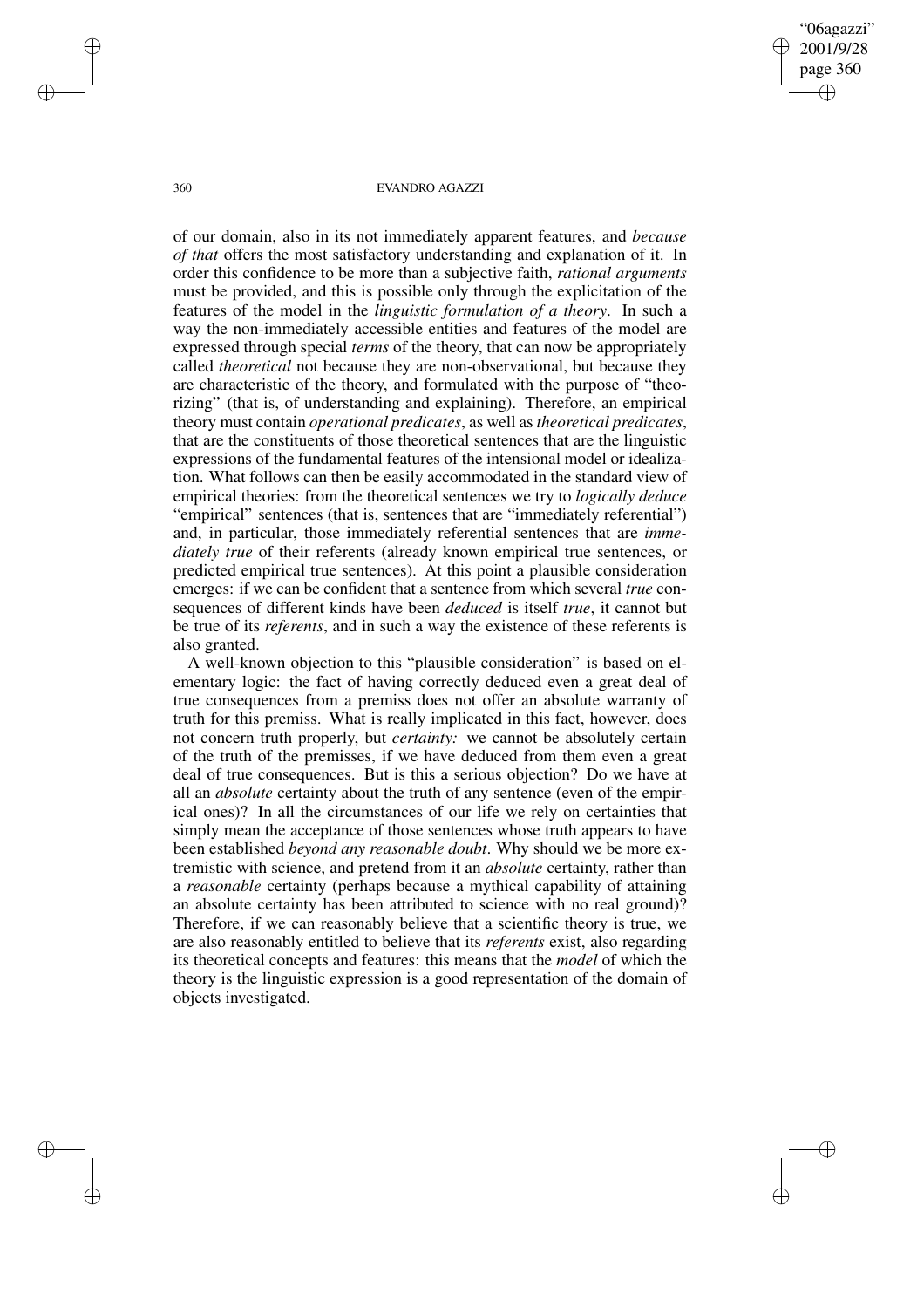of our domain, also in its not immediately apparent features, and *because of that* offers the most satisfactory understanding and explanation of it. In order this confidence to be more than a subjective faith, *rational arguments* must be provided, and this is possible only through the explicitation of the features of the model in the *linguistic formulation of a theory*. In such a way the non-immediately accessible entities and features of the model are expressed through special *terms* of the theory, that can now be appropriately called *theoretical* not because they are non-observational, but because they are characteristic of the theory, and formulated with the purpose of "theorizing" (that is, of understanding and explaining). Therefore, an empirical theory must contain *operational predicates*, as well as *theoretical predicates*, that are the constituents of those theoretical sentences that are the linguistic expressions of the fundamental features of the intensional model or idealization. What follows can then be easily accommodated in the standard view of empirical theories: from the theoretical sentences we try to *logically deduce* "empirical" sentences (that is, sentences that are "immediately referential") and, in particular, those immediately referential sentences that are *immediately true* of their referents (already known empirical true sentences, or predicted empirical true sentences). At this point a plausible consideration emerges: if we can be confident that a sentence from which several *true* consequences of different kinds have been *deduced* is itself *true*, it cannot but be true of its *referents*, and in such a way the existence of these referents is also granted.

A well-known objection to this "plausible consideration" is based on elementary logic: the fact of having correctly deduced even a great deal of true consequences from a premiss does not offer an absolute warranty of truth for this premiss. What is really implicated in this fact, however, does not concern truth properly, but *certainty:* we cannot be absolutely certain of the truth of the premisses, if we have deduced from them even a great deal of true consequences. But is this a serious objection? Do we have at all an *absolute* certainty about the truth of any sentence (even of the empirical ones)? In all the circumstances of our life we rely on certainties that simply mean the acceptance of those sentences whose truth appears to have been established *beyond any reasonable doubt*. Why should we be more extremistic with science, and pretend from it an *absolute* certainty, rather than a *reasonable* certainty (perhaps because a mythical capability of attaining an absolute certainty has been attributed to science with no real ground)? Therefore, if we can reasonably believe that a scientific theory is true, we are also reasonably entitled to believe that its *referents* exist, also regarding its theoretical concepts and features: this means that the *model* of which the theory is the linguistic expression is a good representation of the domain of objects investigated.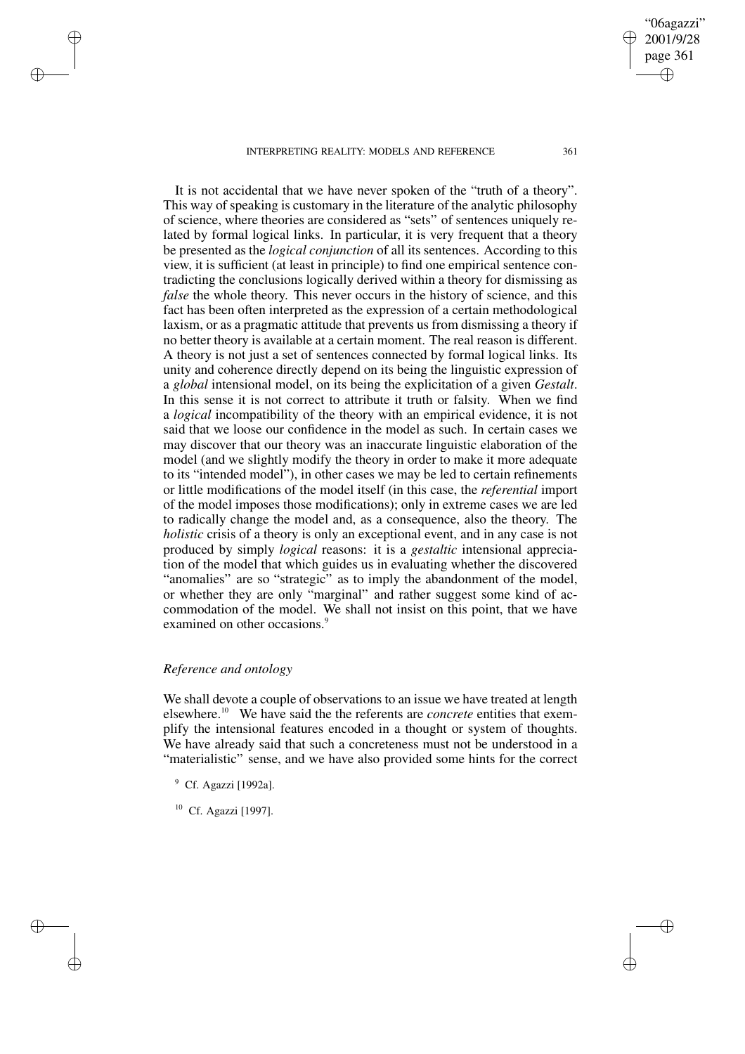It is not accidental that we have never spoken of the "truth of a theory". This way of speaking is customary in the literature of the analytic philosophy of science, where theories are considered as "sets" of sentences uniquely related by formal logical links. In particular, it is very frequent that a theory be presented as the *logical conjunction* of all its sentences. According to this view, it is sufficient (at least in principle) to find one empirical sentence contradicting the conclusions logically derived within a theory for dismissing as *false* the whole theory. This never occurs in the history of science, and this fact has been often interpreted as the expression of a certain methodological laxism, or as a pragmatic attitude that prevents us from dismissing a theory if no better theory is available at a certain moment. The real reason is different. A theory is not just a set of sentences connected by formal logical links. Its unity and coherence directly depend on its being the linguistic expression of a *global* intensional model, on its being the explicitation of a given *Gestalt*. In this sense it is not correct to attribute it truth or falsity. When we find a *logical* incompatibility of the theory with an empirical evidence, it is not said that we loose our confidence in the model as such. In certain cases we may discover that our theory was an inaccurate linguistic elaboration of the model (and we slightly modify the theory in order to make it more adequate to its "intended model"), in other cases we may be led to certain refinements or little modifications of the model itself (in this case, the *referential* import of the model imposes those modifications); only in extreme cases we are led to radically change the model and, as a consequence, also the theory. The *holistic* crisis of a theory is only an exceptional event, and in any case is not produced by simply *logical* reasons: it is a *gestaltic* intensional appreciation of the model that which guides us in evaluating whether the discovered "anomalies" are so "strategic" as to imply the abandonment of the model, or whether they are only "marginal" and rather suggest some kind of accommodation of the model. We shall not insist on this point, that we have examined on other occasions.[9]

### *Reference and ontology*

We shall devote a couple of observations to an issue we have treated at length elsewhere.[10] We have said the the referents are *concrete* entities that exemplify the intensional features encoded in a thought or system of thoughts. We have already said that such a concreteness must not be understood in a "materialistic" sense, and we have also provided some hints for the correct

[9] Cf. Agazzi [1992a].

[10] Cf. Agazzi [1997].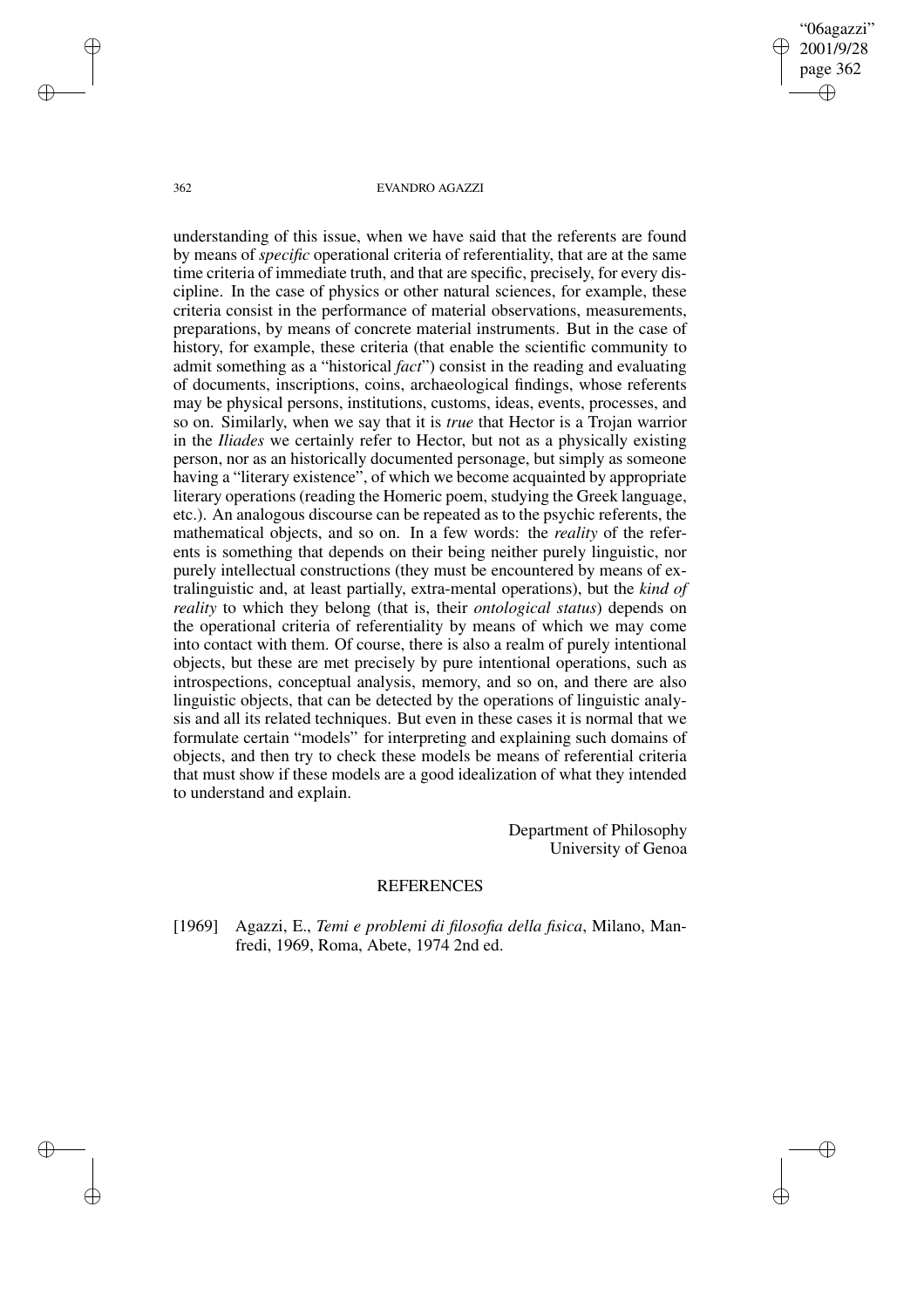understanding of this issue, when we have said that the referents are found by means of *specific* operational criteria of referentiality, that are at the same time criteria of immediate truth, and that are specific, precisely, for every discipline. In the case of physics or other natural sciences, for example, these criteria consist in the performance of material observations, measurements, preparations, by means of concrete material instruments. But in the case of history, for example, these criteria (that enable the scientific community to admit something as a "historical *fact*") consist in the reading and evaluating of documents, inscriptions, coins, archaeological findings, whose referents may be physical persons, institutions, customs, ideas, events, processes, and so on. Similarly, when we say that it is *true* that Hector is a Trojan warrior in the *Iliades* we certainly refer to Hector, but not as a physically existing person, nor as an historically documented personage, but simply as someone having a "literary existence", of which we become acquainted by appropriate literary operations (reading the Homeric poem, studying the Greek language, etc.). An analogous discourse can be repeated as to the psychic referents, the mathematical objects, and so on. In a few words: the *reality* of the referents is something that depends on their being neither purely linguistic, nor purely intellectual constructions (they must be encountered by means of extralinguistic and, at least partially, extra-mental operations), but the *kind of reality* to which they belong (that is, their *ontological status*) depends on the operational criteria of referentiality by means of which we may come into contact with them. Of course, there is also a realm of purely intentional objects, but these are met precisely by pure intentional operations, such as introspections, conceptual analysis, memory, and so on, and there are also linguistic objects, that can be detected by the operations of linguistic analysis and all its related techniques. But even in these cases it is normal that we formulate certain "models" for interpreting and explaining such domains of objects, and then try to check these models be means of referential criteria that must show if these models are a good idealization of what they intended to understand and explain.

Department of Philosophy
University of Genoa

## REFERENCES

[1969] Agazzi, E., *Temi e problemi di filosofia della fisica*, Milano, Manfredi, 1969, Roma, Abete, 1974 2nd ed.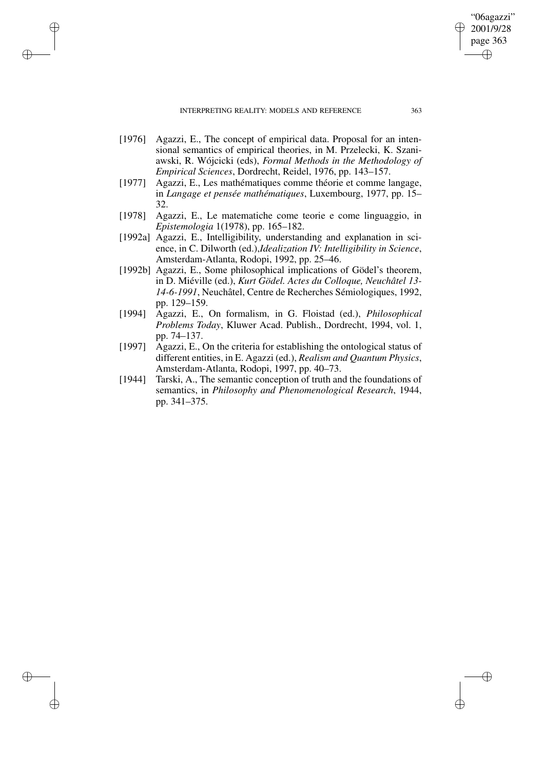[1976] Agazzi, E., The concept of empirical data. Proposal for an intensional semantics of empirical theories, in M. Przelecki, K. Szaniawski, R. Wójcicki (eds), *Formal Methods in the Methodology of Empirical Sciences*, Dordrecht, Reidel, 1976, pp. 143–157.

[1977] Agazzi, E., Les mathématiques comme théorie et comme langage, in *Langage et pensée mathématiques*, Luxembourg, 1977, pp. 15–32.

[1978] Agazzi, E., Le matematiche come teorie e come linguaggio, in *Epistemologia* 1(1978), pp. 165–182.

[1992a] Agazzi, E., Intelligibility, understanding and explanation in science, in C. Dilworth (ed.),*Idealization IV: Intelligibility in Science*, Amsterdam-Atlanta, Rodopi, 1992, pp. 25–46.

[1992b] Agazzi, E., Some philosophical implications of Gödel's theorem, in D. Miéville (ed.), *Kurt Gödel. Actes du Colloque, Neuchâtel 13-14-6-1991*, Neuchâtel, Centre de Recherches Sémiologiques, 1992, pp. 129–159.

[1994] Agazzi, E., On formalism, in G. Floistad (ed.), *Philosophical Problems Today*, Kluwer Acad. Publish., Dordrecht, 1994, vol. 1, pp. 74–137.

[1997] Agazzi, E., On the criteria for establishing the ontological status of different entities, in E. Agazzi (ed.), *Realism and Quantum Physics*, Amsterdam-Atlanta, Rodopi, 1997, pp. 40–73.

[1944] Tarski, A., The semantic conception of truth and the foundations of semantics, in *Philosophy and Phenomenological Research*, 1944, pp. 341–375.